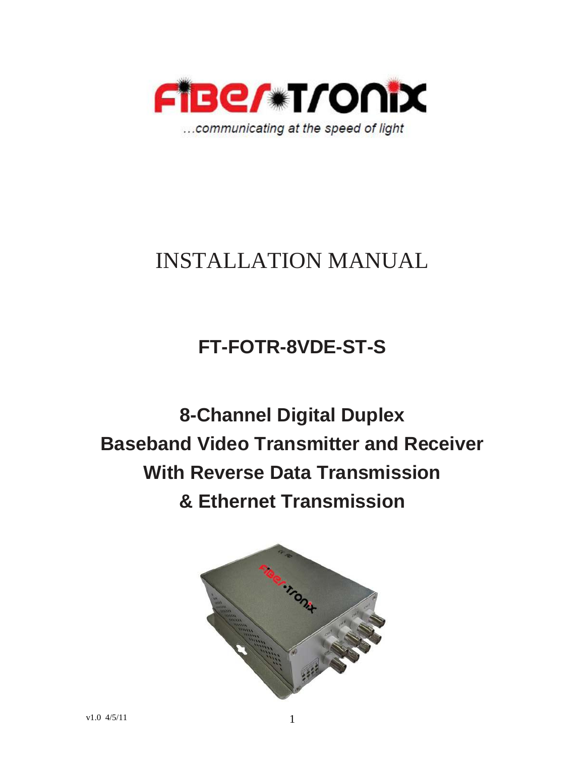FIBER TRONIX

...communicating at the speed of light

# INSTALLATION MANUAL

## FT-FOTR-8VDE-ST-S

## 8-Channel Digital Duplex Baseband Video Transmitter and Receiver With Reverse Data Transmission & Ethernet Transmission

v1.0 4/5/11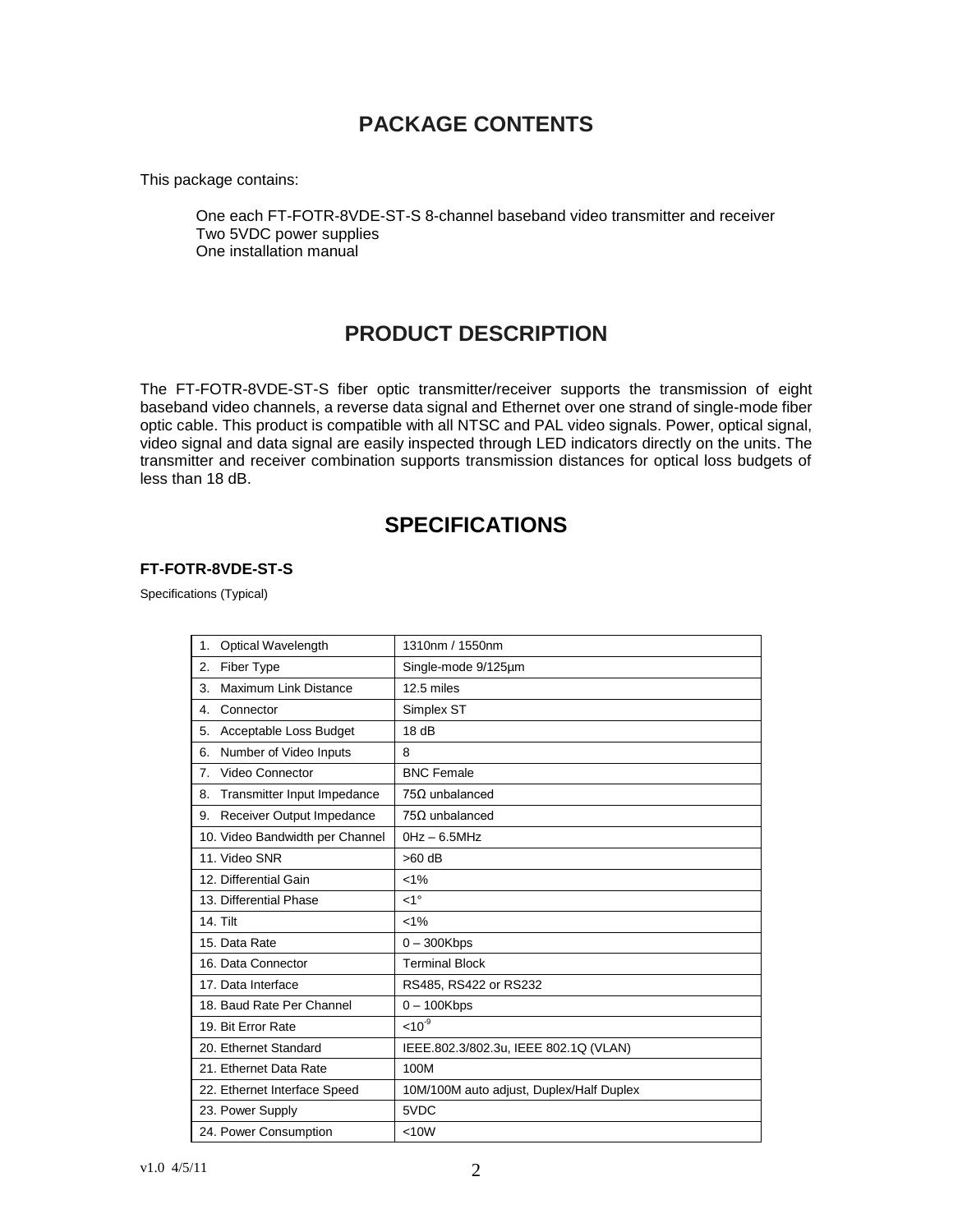## PACKAGE CONTENTS

This package contains:

One each FT-FOTR-8VDE-ST-S 8-channel baseband video transmitter and receiver
Two 5VDC power supplies
One installation manual

## PRODUCT DESCRIPTION

The FT-FOTR-8VDE-ST-S fiber optic transmitter/receiver supports the transmission of eight baseband video channels, a reverse data signal and Ethernet over one strand of single-mode fiber optic cable. This product is compatible with all NTSC and PAL video signals. Power, optical signal, video signal and data signal are easily inspected through LED indicators directly on the units. The transmitter and receiver combination supports transmission distances for optical loss budgets of less than 18 dB.

## SPECIFICATIONS

**FT-FOTR-8VDE-ST-S**

Specifications (Typical)

| | |
|---|---|
| 1. Optical Wavelength | 1310nm / 1550nm |
| 2. Fiber Type | Single-mode 9/125µm |
| 3. Maximum Link Distance | 12.5 miles |
| 4. Connector | Simplex ST |
| 5. Acceptable Loss Budget | 18 dB |
| 6. Number of Video Inputs | 8 |
| 7. Video Connector | BNC Female |
| 8. Transmitter Input Impedance | 75Ω unbalanced |
| 9. Receiver Output Impedance | 75Ω unbalanced |
| 10. Video Bandwidth per Channel | 0Hz – 6.5MHz |
| 11. Video SNR | >60 dB |
| 12. Differential Gain | <1% |
| 13. Differential Phase | <1° |
| 14. Tilt | <1% |
| 15. Data Rate | 0 – 300Kbps |
| 16. Data Connector | Terminal Block |
| 17. Data Interface | RS485, RS422 or RS232 |
| 18. Baud Rate Per Channel | 0 – 100Kbps |
| 19. Bit Error Rate | $<10^{-9}$ |
| 20. Ethernet Standard | IEEE.802.3/802.3u, IEEE 802.1Q (VLAN) |
| 21. Ethernet Data Rate | 100M |
| 22. Ethernet Interface Speed | 10M/100M auto adjust, Duplex/Half Duplex |
| 23. Power Supply | 5VDC |
| 24. Power Consumption | <10W |

v1.0 4/5/11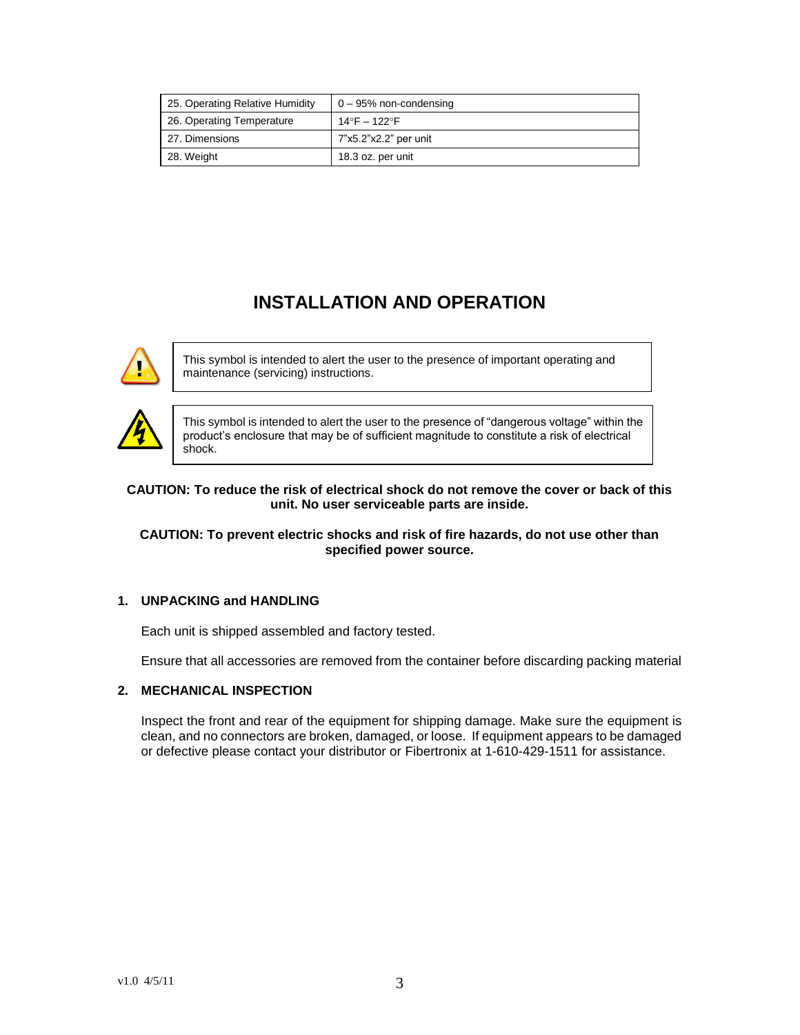| 25. Operating Relative Humidity | 0 – 95% non-condensing |
|---|---|
| 26. Operating Temperature | 14°F – 122°F |
| 27. Dimensions | 7"x5.2"x2.2" per unit |
| 28. Weight | 18.3 oz. per unit |

# INSTALLATION AND OPERATION

This symbol is intended to alert the user to the presence of important operating and maintenance (servicing) instructions.

This symbol is intended to alert the user to the presence of "dangerous voltage" within the product's enclosure that may be of sufficient magnitude to constitute a risk of electrical shock.

**CAUTION: To reduce the risk of electrical shock do not remove the cover or back of this unit. No user serviceable parts are inside.**

**CAUTION: To prevent electric shocks and risk of fire hazards, do not use other than specified power source.**

## 1. UNPACKING and HANDLING

Each unit is shipped assembled and factory tested.

Ensure that all accessories are removed from the container before discarding packing material

## 2. MECHANICAL INSPECTION

Inspect the front and rear of the equipment for shipping damage. Make sure the equipment is clean, and no connectors are broken, damaged, or loose. If equipment appears to be damaged or defective please contact your distributor or Fibertronix at 1-610-429-1511 for assistance.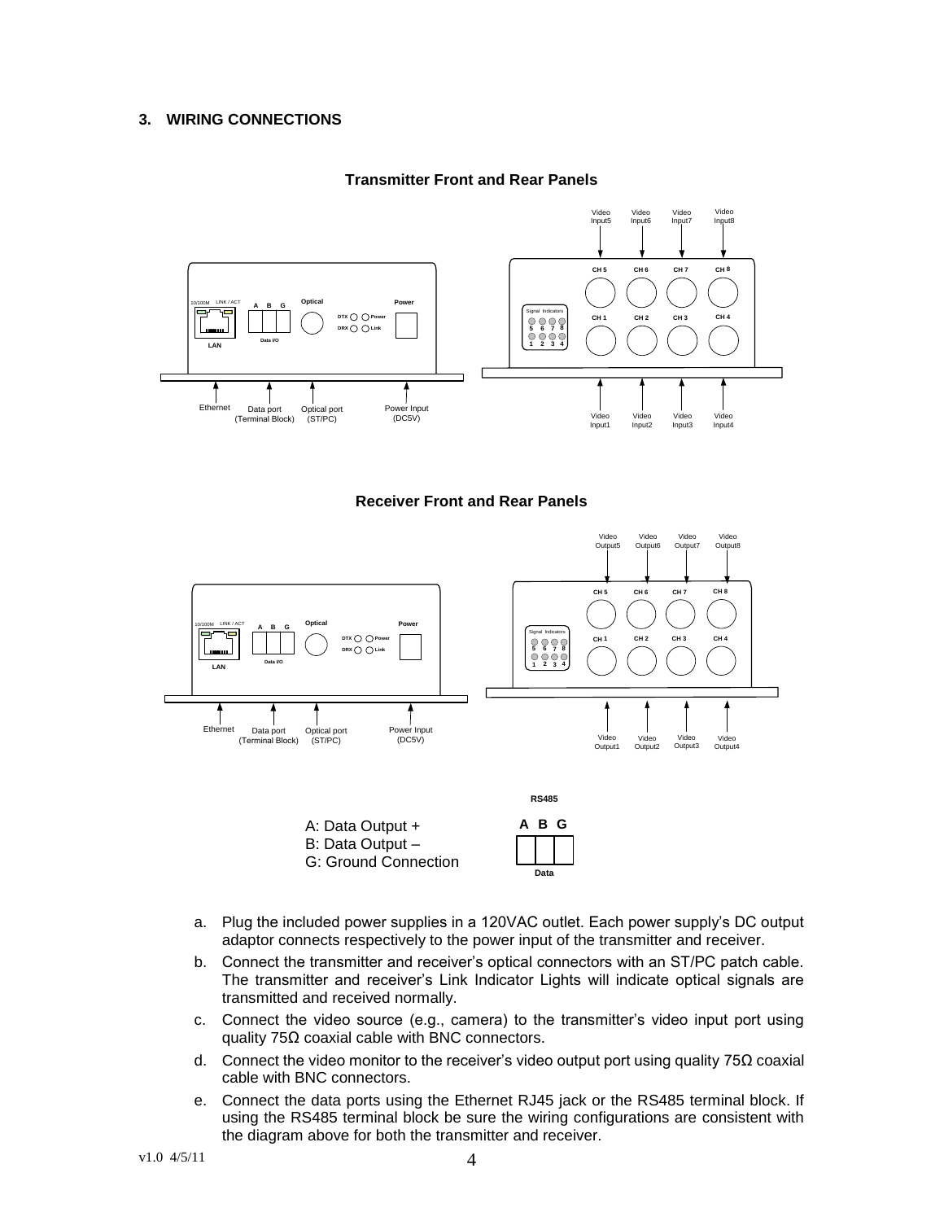## 3. WIRING CONNECTIONS

**Transmitter Front and Rear Panels**

**Receiver Front and Rear Panels**

**RS485**

A: Data Output +
B: Data Output –
G: Ground Connection

a. Plug the included power supplies in a 120VAC outlet. Each power supply's DC output adaptor connects respectively to the power input of the transmitter and receiver.

b. Connect the transmitter and receiver's optical connectors with an ST/PC patch cable. The transmitter and receiver's Link Indicator Lights will indicate optical signals are transmitted and received normally.

c. Connect the video source (e.g., camera) to the transmitter's video input port using quality 75Ω coaxial cable with BNC connectors.

d. Connect the video monitor to the receiver's video output port using quality 75Ω coaxial cable with BNC connectors.

e. Connect the data ports using the Ethernet RJ45 jack or the RS485 terminal block. If using the RS485 terminal block be sure the wiring configurations are consistent with the diagram above for both the transmitter and receiver.

v1.0 4/5/11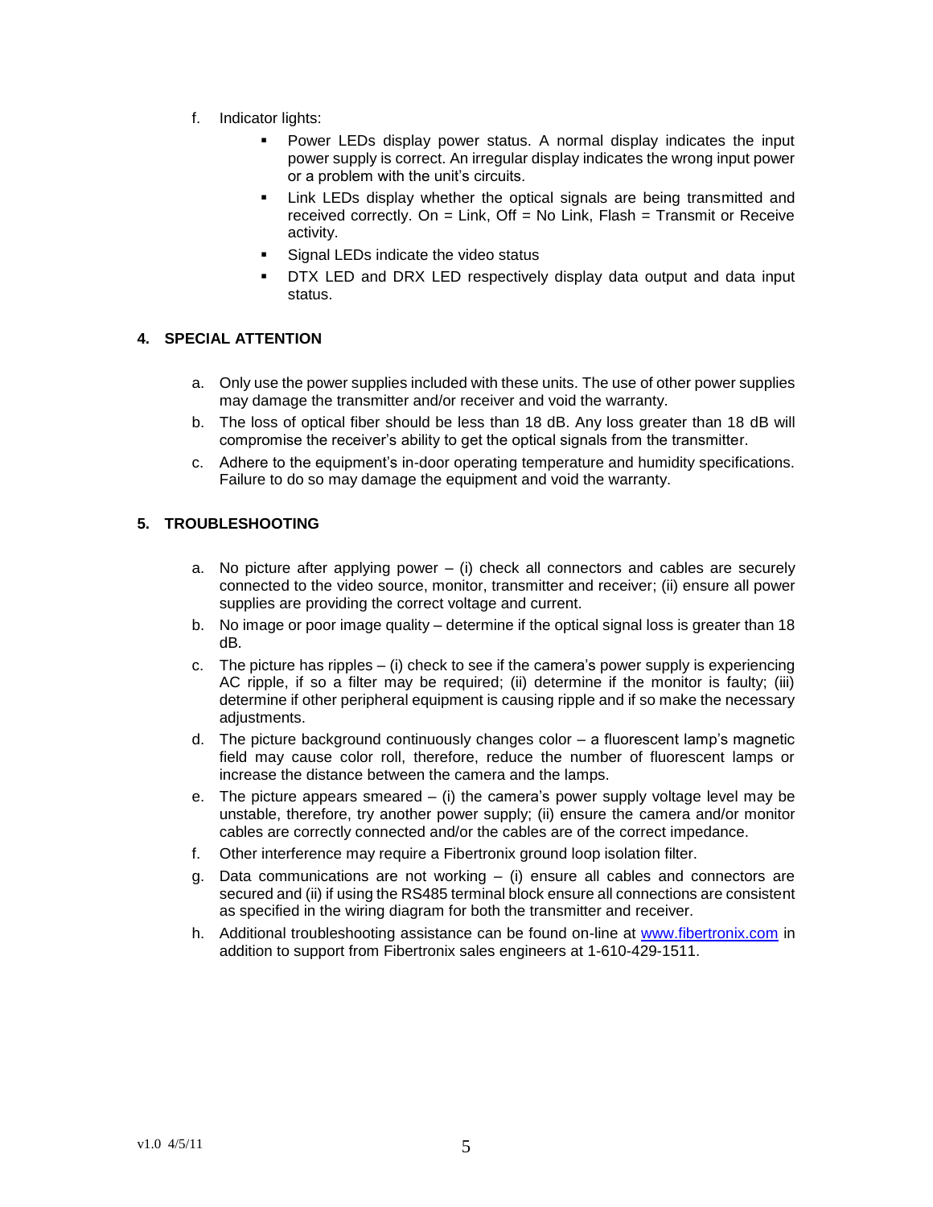f. Indicator lights:
   - Power LEDs display power status. A normal display indicates the input power supply is correct. An irregular display indicates the wrong input power or a problem with the unit's circuits.
   - Link LEDs display whether the optical signals are being transmitted and received correctly. On = Link, Off = No Link, Flash = Transmit or Receive activity.
   - Signal LEDs indicate the video status
   - DTX LED and DRX LED respectively display data output and data input status.

## 4. SPECIAL ATTENTION

a. Only use the power supplies included with these units. The use of other power supplies may damage the transmitter and/or receiver and void the warranty.

b. The loss of optical fiber should be less than 18 dB. Any loss greater than 18 dB will compromise the receiver's ability to get the optical signals from the transmitter.

c. Adhere to the equipment's in-door operating temperature and humidity specifications. Failure to do so may damage the equipment and void the warranty.

## 5. TROUBLESHOOTING

a. No picture after applying power – (i) check all connectors and cables are securely connected to the video source, monitor, transmitter and receiver; (ii) ensure all power supplies are providing the correct voltage and current.

b. No image or poor image quality – determine if the optical signal loss is greater than 18 dB.

c. The picture has ripples – (i) check to see if the camera's power supply is experiencing AC ripple, if so a filter may be required; (ii) determine if the monitor is faulty; (iii) determine if other peripheral equipment is causing ripple and if so make the necessary adjustments.

d. The picture background continuously changes color – a fluorescent lamp's magnetic field may cause color roll, therefore, reduce the number of fluorescent lamps or increase the distance between the camera and the lamps.

e. The picture appears smeared – (i) the camera's power supply voltage level may be unstable, therefore, try another power supply; (ii) ensure the camera and/or monitor cables are correctly connected and/or the cables are of the correct impedance.

f. Other interference may require a Fibertronix ground loop isolation filter.

g. Data communications are not working – (i) ensure all cables and connectors are secured and (ii) if using the RS485 terminal block ensure all connections are consistent as specified in the wiring diagram for both the transmitter and receiver.

h. Additional troubleshooting assistance can be found on-line at www.fibertronix.com in addition to support from Fibertronix sales engineers at 1-610-429-1511.